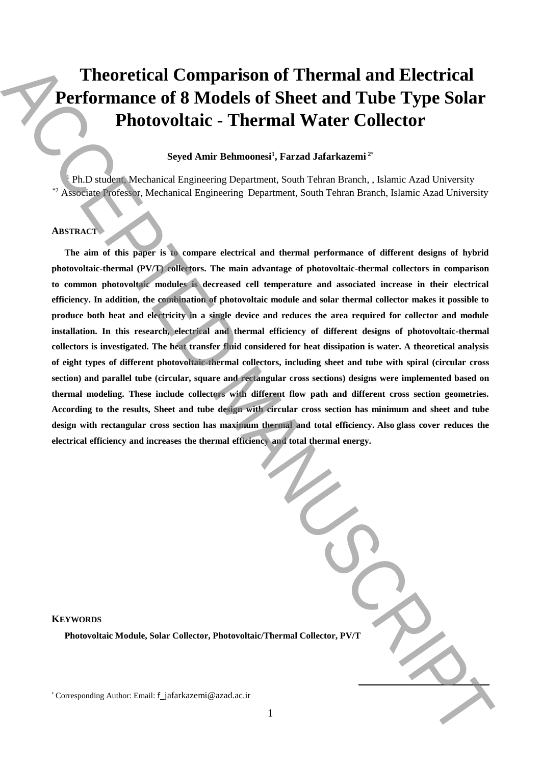# Theoretical Comparison of Thermal and Electrical Performance of 8 Models of Sheet and Tube Type Solar Photovoltaic - Thermal Water Collector

**Seyed Amir Behmoonesi[1], Farzad Jafarkazemi [2*]**

[1] Ph.D student, Mechanical Engineering Department, South Tehran Branch, , Islamic Azad University
[*2] Associate Professor, Mechanical Engineering Department, South Tehran Branch, Islamic Azad University

## ABSTRACT

**The aim of this paper is to compare electrical and thermal performance of different designs of hybrid photovoltaic-thermal (PV/T) collectors. The main advantage of photovoltaic-thermal collectors in comparison to common photovoltaic modules is decreased cell temperature and associated increase in their electrical efficiency. In addition, the combination of photovoltaic module and solar thermal collector makes it possible to produce both heat and electricity in a single device and reduces the area required for collector and module installation. In this research, electrical and thermal efficiency of different designs of photovoltaic-thermal collectors is investigated. The heat transfer fluid considered for heat dissipation is water. A theoretical analysis of eight types of different photovoltaic-thermal collectors, including sheet and tube with spiral (circular cross section) and parallel tube (circular, square and rectangular cross sections) designs were implemented based on thermal modeling. These include collectors with different flow path and different cross section geometries. According to the results, Sheet and tube design with circular cross section has minimum and sheet and tube design with rectangular cross section has maximum thermal and total efficiency. Also glass cover reduces the electrical efficiency and increases the thermal efficiency and total thermal energy.**

## KEYWORDS

**Photovoltaic Module, Solar Collector, Photovoltaic/Thermal Collector, PV/T**

[*] Corresponding Author: Email: f_jafarkazemi@azad.ac.ir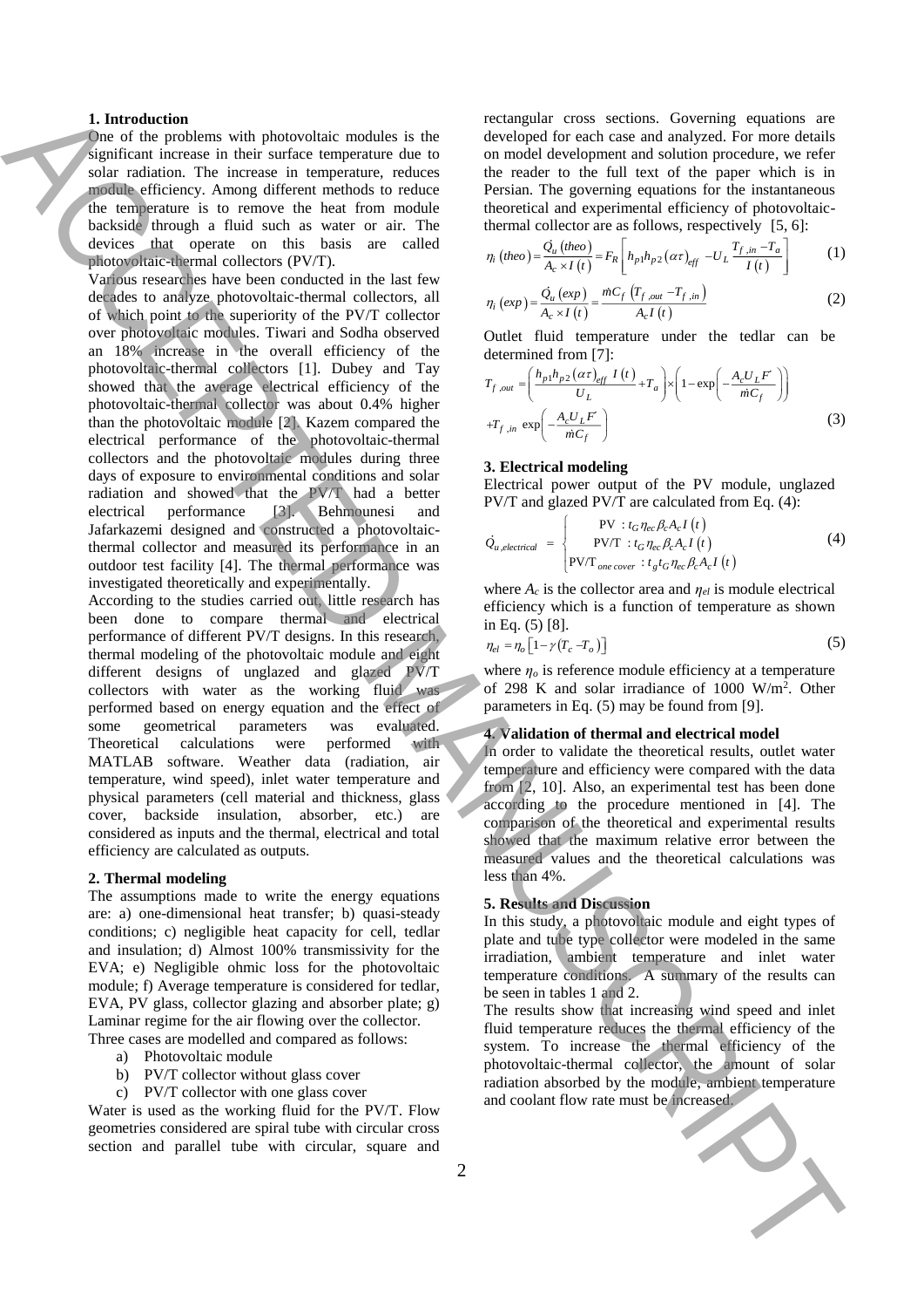## 1. Introduction

One of the problems with photovoltaic modules is the significant increase in their surface temperature due to solar radiation. The increase in temperature, reduces module efficiency. Among different methods to reduce the temperature is to remove the heat from module backside through a fluid such as water or air. The devices that operate on this basis are called photovoltaic-thermal collectors (PV/T).

Various researches have been conducted in the last few decades to analyze photovoltaic-thermal collectors, all of which point to the superiority of the PV/T collector over photovoltaic modules. Tiwari and Sodha observed an 18% increase in the overall efficiency of the photovoltaic-thermal collectors [1]. Dubey and Tay showed that the average electrical efficiency of the photovoltaic-thermal collector was about 0.4% higher than the photovoltaic module [2]. Kazem compared the electrical performance of the photovoltaic-thermal collectors and the photovoltaic modules during three days of exposure to environmental conditions and solar radiation and showed that the PV/T had a better electrical performance [3]. Behmounesi and Jafarkazemi designed and constructed a photovoltaic-thermal collector and measured its performance in an outdoor test facility [4]. The thermal performance was investigated theoretically and experimentally.

According to the studies carried out, little research has been done to compare thermal and electrical performance of different PV/T designs. In this research, thermal modeling of the photovoltaic module and eight different designs of unglazed and glazed PV/T collectors with water as the working fluid was performed based on energy equation and the effect of some geometrical parameters was evaluated. Theoretical calculations were performed with MATLAB software. Weather data (radiation, air temperature, wind speed), inlet water temperature and physical parameters (cell material and thickness, glass cover, backside insulation, absorber, etc.) are considered as inputs and the thermal, electrical and total efficiency are calculated as outputs.

## 2. Thermal modeling

The assumptions made to write the energy equations are: a) one-dimensional heat transfer; b) quasi-steady conditions; c) negligible heat capacity for cell, tedlar and insulation; d) Almost 100% transmissivity for the EVA; e) Negligible ohmic loss for the photovoltaic module; f) Average temperature is considered for tedlar, EVA, PV glass, collector glazing and absorber plate; g) Laminar regime for the air flowing over the collector.

Three cases are modelled and compared as follows:

a) Photovoltaic module
b) PV/T collector without glass cover
c) PV/T collector with one glass cover

Water is used as the working fluid for the PV/T. Flow geometries considered are spiral tube with circular cross section and parallel tube with circular, square and rectangular cross sections. Governing equations are developed for each case and analyzed. For more details on model development and solution procedure, we refer the reader to the full text of the paper which is in Persian. The governing equations for the instantaneous theoretical and experimental efficiency of photovoltaic-thermal collector are as follows, respectively [5, 6]:

$$\eta_i(theo) = \frac{\dot{Q}_u(theo)}{A_c \times I(t)} = F_R\left[h_{p1}h_{p2}(\alpha\tau)_{eff} - U_L\frac{T_{f,in} - T_a}{I(t)}\right] \qquad (1)$$

$$\eta_i(exp) = \frac{\dot{Q}_u(exp)}{A_c \times I(t)} = \frac{\dot{m}C_f\left(T_{f,out} - T_{f,in}\right)}{A_c I(t)} \qquad (2)$$

Outlet fluid temperature under the tedlar can be determined from [7]:

$$T_{f,out} = \left(\frac{h_{p1}h_{p2}(\alpha\tau)_{eff}\ I(t)}{U_L} + T_a\right) \times \left(1 - \exp\left(-\frac{A_c U_L F'}{\dot{m}C_f}\right)\right) + T_{f,in}\ \exp\left(-\frac{A_c U_L F'}{\dot{m}C_f}\right) \qquad (3)$$

## 3. Electrical modeling

Electrical power output of the PV module, unglazed PV/T and glazed PV/T are calculated from Eq. (4):

$$\dot{Q}_{u,electrical} = \begin{cases} \text{PV} : t_G \eta_{ec} \beta_c A_c I(t) \\ \text{PV/T} : t_G \eta_{ec} \beta_c A_c I(t) \\ \text{PV/T}_{one\ cover} : t_g t_G \eta_{ec} \beta_c A_c I(t) \end{cases} \qquad (4)$$

where $A_c$ is the collector area and $\eta_{el}$ is module electrical efficiency which is a function of temperature as shown in Eq. (5) [8].

$$\eta_{el} = \eta_o\left[1 - \gamma\left(T_c - T_o\right)\right] \qquad (5)$$

where $\eta_o$ is reference module efficiency at a temperature of 298 K and solar irradiance of 1000 W/m$^2$. Other parameters in Eq. (5) may be found from [9].

## 4. Validation of thermal and electrical model

In order to validate the theoretical results, outlet water temperature and efficiency were compared with the data from [2, 10]. Also, an experimental test has been done according to the procedure mentioned in [4]. The comparison of the theoretical and experimental results showed that the maximum relative error between the measured values and the theoretical calculations was less than 4%.

## 5. Results and Discussion

In this study, a photovoltaic module and eight types of plate and tube type collector were modeled in the same irradiation, ambient temperature and inlet water temperature conditions. A summary of the results can be seen in tables 1 and 2.

The results show that increasing wind speed and inlet fluid temperature reduces the thermal efficiency of the system. To increase the thermal efficiency of the photovoltaic-thermal collector, the amount of solar radiation absorbed by the module, ambient temperature and coolant flow rate must be increased.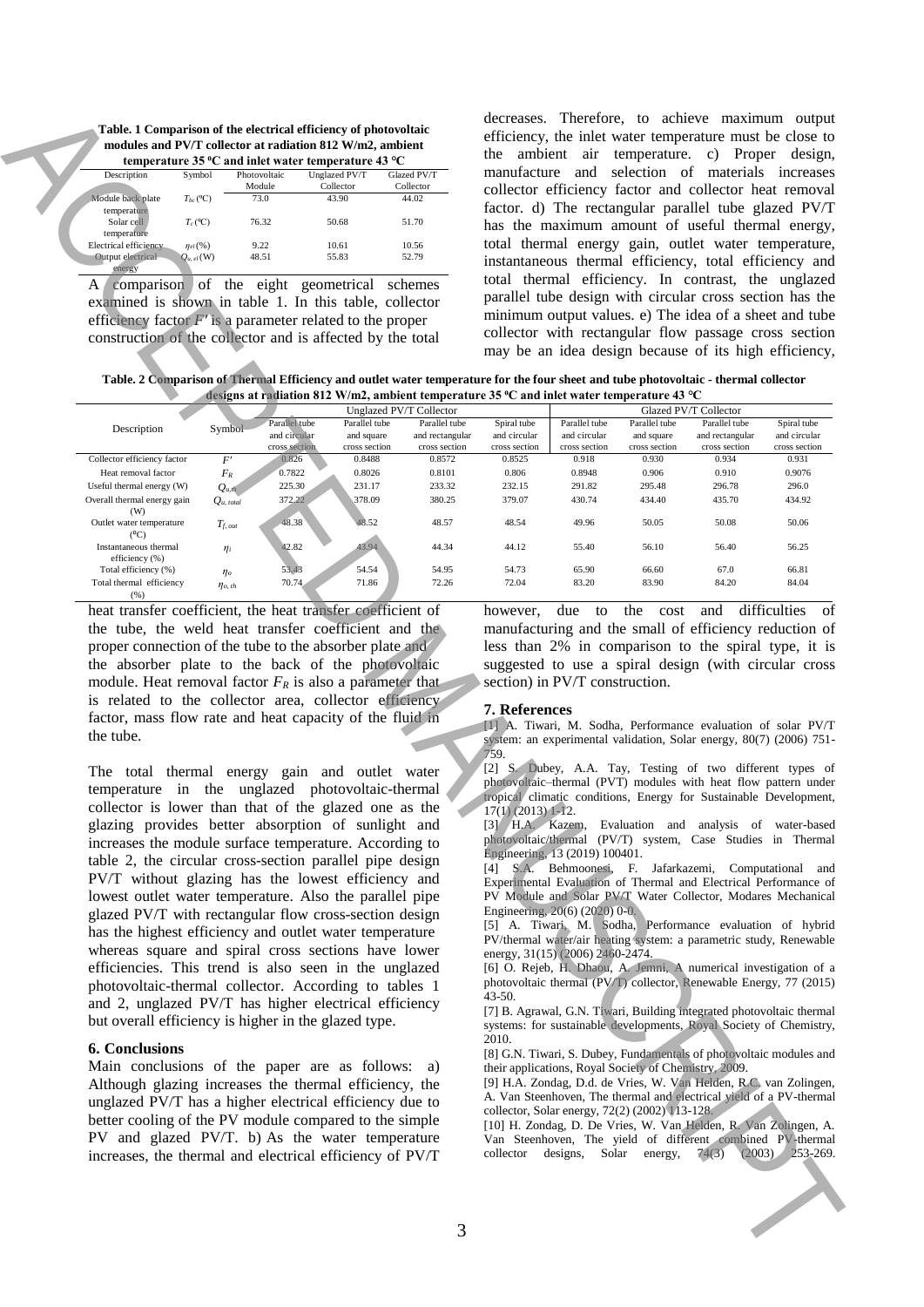**Table. 1 Comparison of the electrical efficiency of photovoltaic modules and PV/T collector at radiation 812 W/m2, ambient temperature 35 ºC and inlet water temperature 43 ºC**

| Description | Symbol | Photovoltaic Module | Unglazed PV/T Collector | Glazed PV/T Collector |
|---|---|---|---|---|
| Module back plate temperature | $T_{bc}$ (ºC) | 73.0 | 43.90 | 44.02 |
| Solar cell temperature | $T_c$ (ºC) | 76.32 | 50.68 | 51.70 |
| Electrical efficiency | $\eta_{el}$ (%) | 9.22 | 10.61 | 10.56 |
| Output electrical energy | $Q_{u,el}$ (W) | 48.51 | 55.83 | 52.79 |

A comparison of the eight geometrical schemes examined is shown in table 1. In this table, collector efficiency factor $F'$ is a parameter related to the proper construction of the collector and is affected by the total heat transfer coefficient, the heat transfer coefficient of the tube, the weld heat transfer coefficient and the proper connection of the tube to the absorber plate and the absorber plate to the back of the photovoltaic module. Heat removal factor $F_R$ is also a parameter that is related to the collector area, collector efficiency factor, mass flow rate and heat capacity of the fluid in the tube.

**Table. 2 Comparison of Thermal Efficiency and outlet water temperature for the four sheet and tube photovoltaic - thermal collector designs at radiation 812 W/m2, ambient temperature 35 ºC and inlet water temperature 43 ºC**

| Description | Symbol | Unglazed PV/T Collector | | | | Glazed PV/T Collector | | | |
|---|---|---|---|---|---|---|---|---|---|
| | | Parallel tube and circular cross section | Parallel tube and square cross section | Parallel tube and rectangular cross section | Spiral tube and circular cross section | Parallel tube and circular cross section | Parallel tube and square cross section | Parallel tube and rectangular cross section | Spiral tube and circular cross section |
| Collector efficiency factor | $F'$ | 0.826 | 0.8488 | 0.8572 | 0.8525 | 0.918 | 0.930 | 0.934 | 0.931 |
| Heat removal factor | $F_R$ | 0.7822 | 0.8026 | 0.8101 | 0.806 | 0.8948 | 0.906 | 0.910 | 0.9076 |
| Useful thermal energy (W) | $Q_{u,th}$ | 225.30 | 231.17 | 233.32 | 232.15 | 291.82 | 295.48 | 296.78 | 296.0 |
| Overall thermal energy gain (W) | $Q_{u,total}$ | 372.22 | 378.09 | 380.25 | 379.07 | 430.74 | 434.40 | 435.70 | 434.92 |
| Outlet water temperature (ºC) | $T_{f,out}$ | 48.38 | 48.52 | 48.57 | 48.54 | 49.96 | 50.05 | 50.08 | 50.06 |
| Instantaneous thermal efficiency (%) | $\eta_i$ | 42.82 | 43.94 | 44.34 | 44.12 | 55.40 | 56.10 | 56.40 | 56.25 |
| Total efficiency (%) | $\eta_o$ | 53.43 | 54.54 | 54.95 | 54.73 | 65.90 | 66.60 | 67.0 | 66.81 |
| Total thermal efficiency (%) | $\eta_{o,th}$ | 70.74 | 71.86 | 72.26 | 72.04 | 83.20 | 83.90 | 84.20 | 84.04 |

The total thermal energy gain and outlet water temperature in the unglazed photovoltaic-thermal collector is lower than that of the glazed one as the glazing provides better absorption of sunlight and increases the module surface temperature. According to table 2, the circular cross-section parallel pipe design PV/T without glazing has the lowest efficiency and lowest outlet water temperature. Also the parallel pipe glazed PV/T with rectangular flow cross-section design has the highest efficiency and outlet water temperature whereas square and spiral cross sections have lower efficiencies. This trend is also seen in the unglazed photovoltaic-thermal collector. According to tables 1 and 2, unglazed PV/T has higher electrical efficiency but overall efficiency is higher in the glazed type.

## 6. Conclusions

Main conclusions of the paper are as follows: a) Although glazing increases the thermal efficiency, the unglazed PV/T has a higher electrical efficiency due to better cooling of the PV module compared to the simple PV and glazed PV/T. b) As the water temperature increases, the thermal and electrical efficiency of PV/T decreases. Therefore, to achieve maximum output efficiency, the inlet water temperature must be close to the ambient air temperature. c) Proper design, manufacture and selection of materials increases collector efficiency factor and collector heat removal factor. d) The rectangular parallel tube glazed PV/T has the maximum amount of useful thermal energy, total thermal energy gain, outlet water temperature, instantaneous thermal efficiency, total efficiency and total thermal efficiency. In contrast, the unglazed parallel tube design with circular cross section has the minimum output values. e) The idea of a sheet and tube collector with rectangular flow passage cross section may be an idea design because of its high efficiency, however, due to the cost and difficulties of manufacturing and the small of efficiency reduction of less than 2% in comparison to the spiral type, it is suggested to use a spiral design (with circular cross section) in PV/T construction.

## 7. References

[1] A. Tiwari, M. Sodha, Performance evaluation of solar PV/T system: an experimental validation, Solar energy, 80(7) (2006) 751-759.

[2] S. Dubey, A.A. Tay, Testing of two different types of photovoltaic–thermal (PVT) modules with heat flow pattern under tropical climatic conditions, Energy for Sustainable Development, 17(1) (2013) 1-12.

[3] H.A. Kazem, Evaluation and analysis of water-based photovoltaic/thermal (PV/T) system, Case Studies in Thermal Engineering, 13 (2019) 100401.

[4] S.A. Behmoonesi, F. Jafarkazemi, Computational and Experimental Evaluation of Thermal and Electrical Performance of PV Module and Solar PV/T Water Collector, Modares Mechanical Engineering, 20(6) (2020) 0-0.

[5] A. Tiwari, M. Sodha, Performance evaluation of hybrid PV/thermal water/air heating system: a parametric study, Renewable energy, 31(15) (2006) 2460-2474.

[6] O. Rejeb, H. Dhaou, A. Jemni, A numerical investigation of a photovoltaic thermal (PV/T) collector, Renewable Energy, 77 (2015) 43-50.

[7] B. Agrawal, G.N. Tiwari, Building integrated photovoltaic thermal systems: for sustainable developments, Royal Society of Chemistry, 2010.

[8] G.N. Tiwari, S. Dubey, Fundamentals of photovoltaic modules and their applications, Royal Society of Chemistry, 2009.

[9] H.A. Zondag, D.d. de Vries, W. Van Helden, R.C. van Zolingen, A. Van Steenhoven, The thermal and electrical yield of a PV-thermal collector, Solar energy, 72(2) (2002) 113-128.

[10] H. Zondag, D. De Vries, W. Van Helden, R. Van Zolingen, A. Van Steenhoven, The yield of different combined PV-thermal collector designs, Solar energy, 74(3) (2003) 253-269.